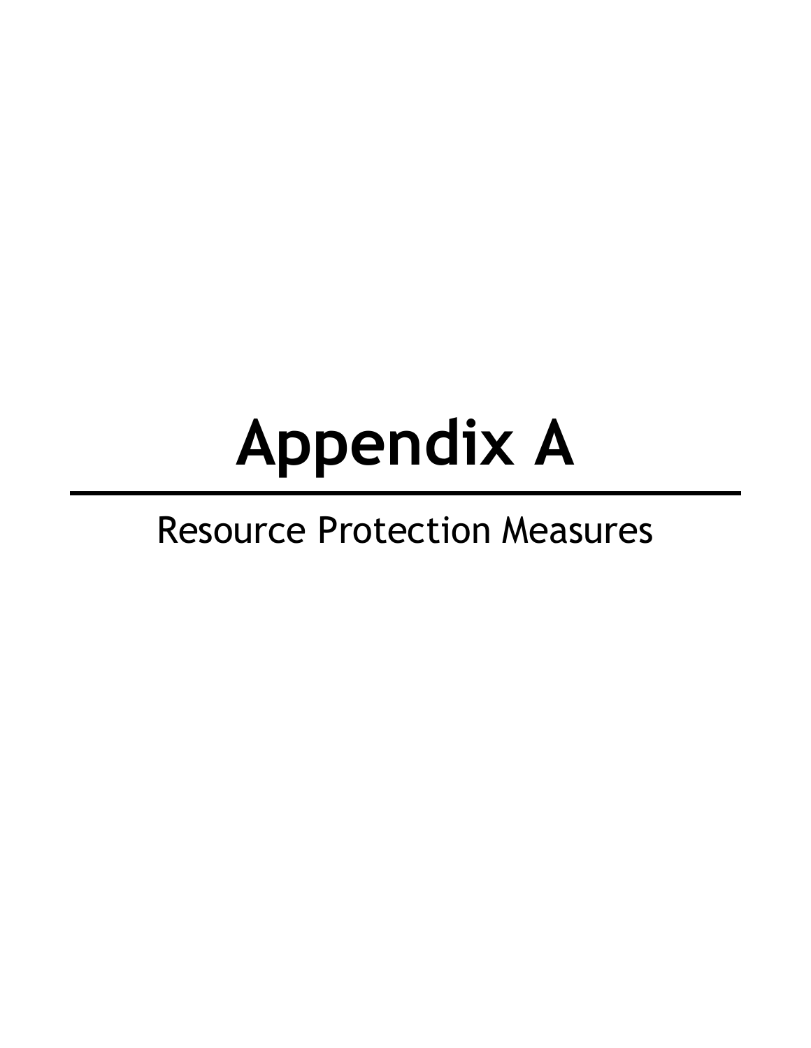# Appendix A

Resource Protection Measures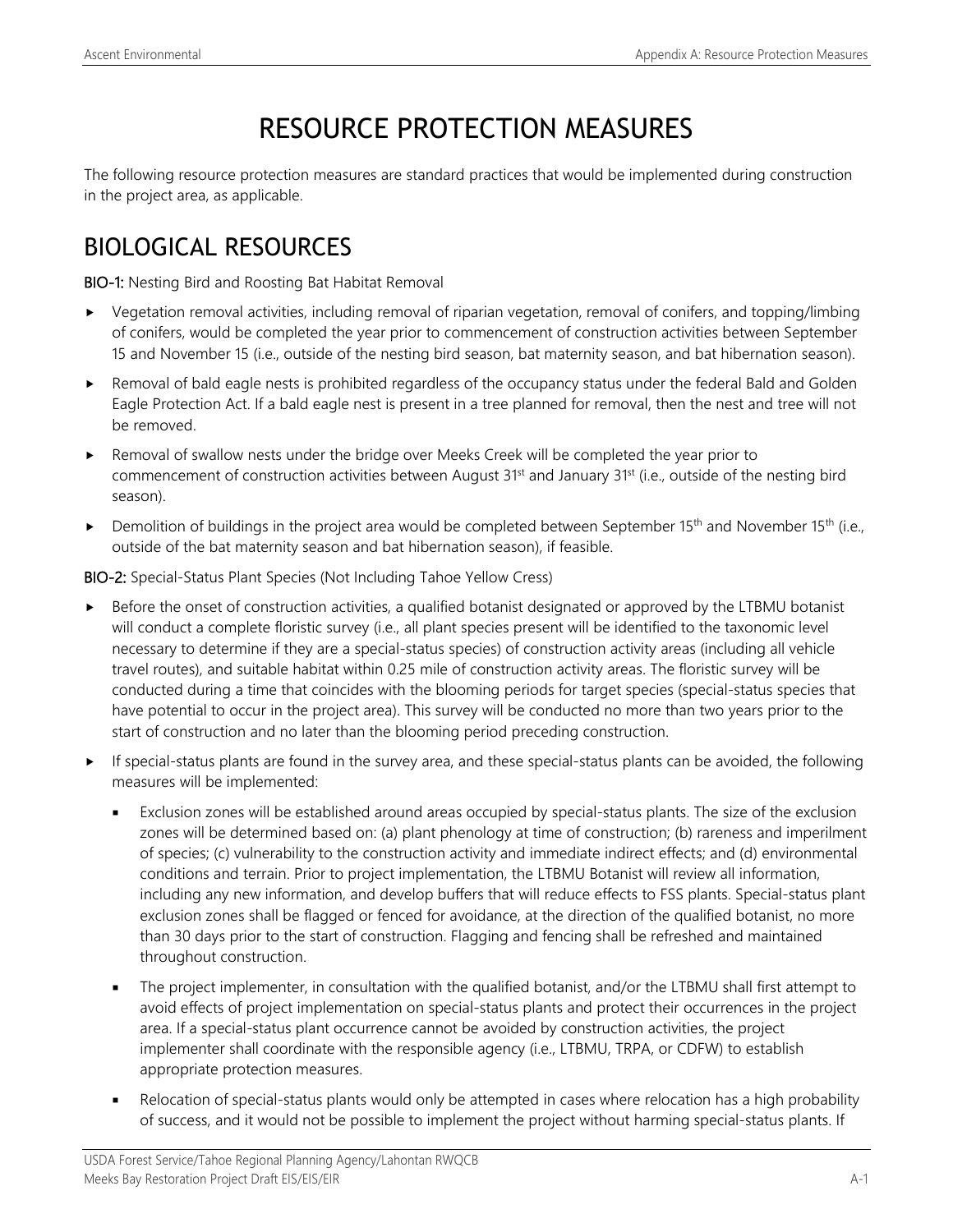# RESOURCE PROTECTION MEASURES

The following resource protection measures are standard practices that would be implemented during construction in the project area, as applicable.

## BIOLOGICAL RESOURCES

**BIO-1:** Nesting Bird and Roosting Bat Habitat Removal

- Vegetation removal activities, including removal of riparian vegetation, removal of conifers, and topping/limbing of conifers, would be completed the year prior to commencement of construction activities between September 15 and November 15 (i.e., outside of the nesting bird season, bat maternity season, and bat hibernation season).
- Removal of bald eagle nests is prohibited regardless of the occupancy status under the federal Bald and Golden Eagle Protection Act. If a bald eagle nest is present in a tree planned for removal, then the nest and tree will not be removed.
- Removal of swallow nests under the bridge over Meeks Creek will be completed the year prior to commencement of construction activities between August 31st and January 31st (i.e., outside of the nesting bird season).
- Demolition of buildings in the project area would be completed between September 15th and November 15th (i.e., outside of the bat maternity season and bat hibernation season), if feasible.

**BIO-2:** Special-Status Plant Species (Not Including Tahoe Yellow Cress)

- Before the onset of construction activities, a qualified botanist designated or approved by the LTBMU botanist will conduct a complete floristic survey (i.e., all plant species present will be identified to the taxonomic level necessary to determine if they are a special-status species) of construction activity areas (including all vehicle travel routes), and suitable habitat within 0.25 mile of construction activity areas. The floristic survey will be conducted during a time that coincides with the blooming periods for target species (special-status species that have potential to occur in the project area). This survey will be conducted no more than two years prior to the start of construction and no later than the blooming period preceding construction.
- If special-status plants are found in the survey area, and these special-status plants can be avoided, the following measures will be implemented:
  - Exclusion zones will be established around areas occupied by special-status plants. The size of the exclusion zones will be determined based on: (a) plant phenology at time of construction; (b) rareness and imperilment of species; (c) vulnerability to the construction activity and immediate indirect effects; and (d) environmental conditions and terrain. Prior to project implementation, the LTBMU Botanist will review all information, including any new information, and develop buffers that will reduce effects to FSS plants. Special-status plant exclusion zones shall be flagged or fenced for avoidance, at the direction of the qualified botanist, no more than 30 days prior to the start of construction. Flagging and fencing shall be refreshed and maintained throughout construction.
  - The project implementer, in consultation with the qualified botanist, and/or the LTBMU shall first attempt to avoid effects of project implementation on special-status plants and protect their occurrences in the project area. If a special-status plant occurrence cannot be avoided by construction activities, the project implementer shall coordinate with the responsible agency (i.e., LTBMU, TRPA, or CDFW) to establish appropriate protection measures.
  - Relocation of special-status plants would only be attempted in cases where relocation has a high probability of success, and it would not be possible to implement the project without harming special-status plants. If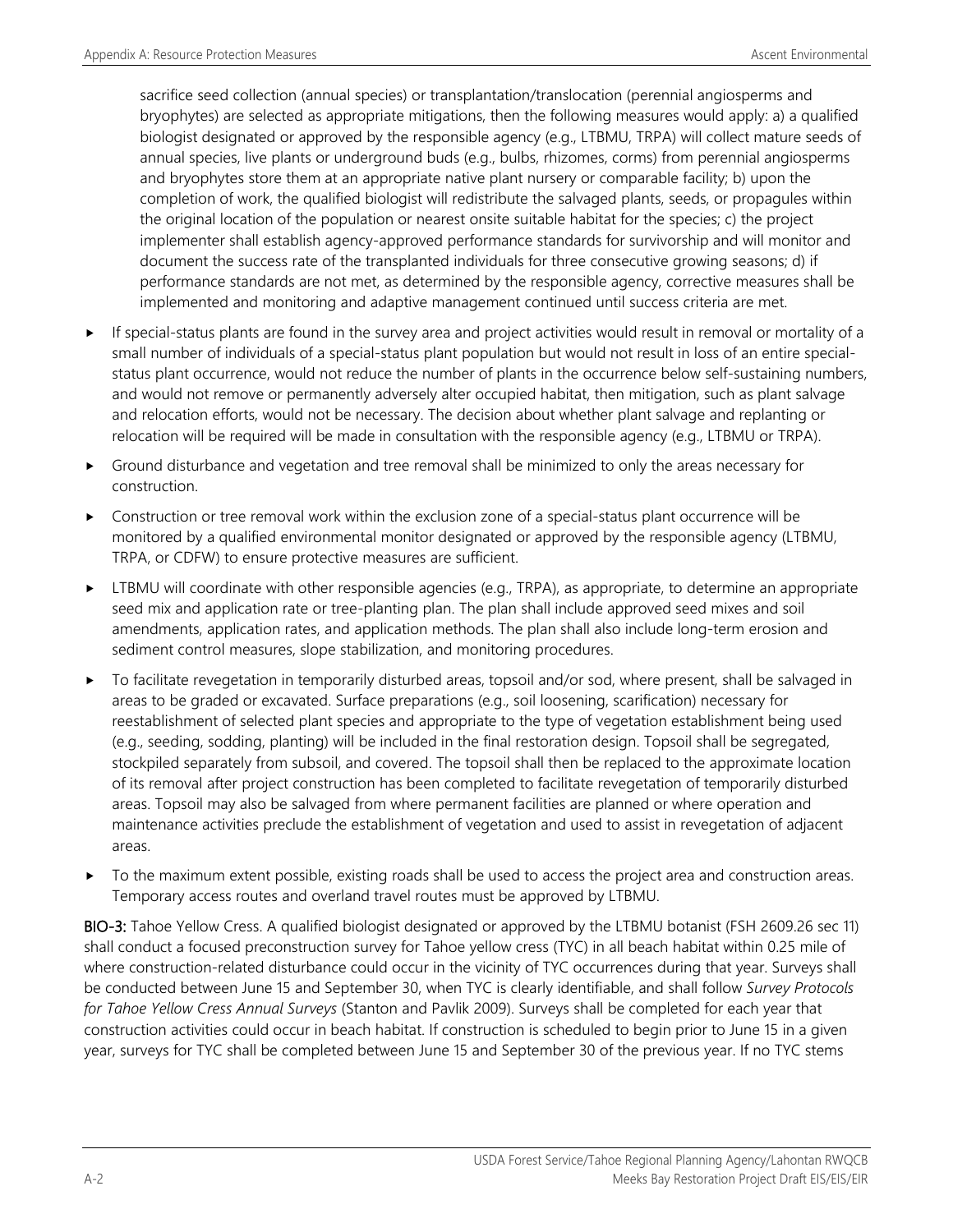sacrifice seed collection (annual species) or transplantation/translocation (perennial angiosperms and bryophytes) are selected as appropriate mitigations, then the following measures would apply: a) a qualified biologist designated or approved by the responsible agency (e.g., LTBMU, TRPA) will collect mature seeds of annual species, live plants or underground buds (e.g., bulbs, rhizomes, corms) from perennial angiosperms and bryophytes store them at an appropriate native plant nursery or comparable facility; b) upon the completion of work, the qualified biologist will redistribute the salvaged plants, seeds, or propagules within the original location of the population or nearest onsite suitable habitat for the species; c) the project implementer shall establish agency-approved performance standards for survivorship and will monitor and document the success rate of the transplanted individuals for three consecutive growing seasons; d) if performance standards are not met, as determined by the responsible agency, corrective measures shall be implemented and monitoring and adaptive management continued until success criteria are met.

- If special-status plants are found in the survey area and project activities would result in removal or mortality of a small number of individuals of a special-status plant population but would not result in loss of an entire special-status plant occurrence, would not reduce the number of plants in the occurrence below self-sustaining numbers, and would not remove or permanently adversely alter occupied habitat, then mitigation, such as plant salvage and relocation efforts, would not be necessary. The decision about whether plant salvage and replanting or relocation will be required will be made in consultation with the responsible agency (e.g., LTBMU or TRPA).
- Ground disturbance and vegetation and tree removal shall be minimized to only the areas necessary for construction.
- Construction or tree removal work within the exclusion zone of a special-status plant occurrence will be monitored by a qualified environmental monitor designated or approved by the responsible agency (LTBMU, TRPA, or CDFW) to ensure protective measures are sufficient.
- LTBMU will coordinate with other responsible agencies (e.g., TRPA), as appropriate, to determine an appropriate seed mix and application rate or tree-planting plan. The plan shall include approved seed mixes and soil amendments, application rates, and application methods. The plan shall also include long-term erosion and sediment control measures, slope stabilization, and monitoring procedures.
- To facilitate revegetation in temporarily disturbed areas, topsoil and/or sod, where present, shall be salvaged in areas to be graded or excavated. Surface preparations (e.g., soil loosening, scarification) necessary for reestablishment of selected plant species and appropriate to the type of vegetation establishment being used (e.g., seeding, sodding, planting) will be included in the final restoration design. Topsoil shall be segregated, stockpiled separately from subsoil, and covered. The topsoil shall then be replaced to the approximate location of its removal after project construction has been completed to facilitate revegetation of temporarily disturbed areas. Topsoil may also be salvaged from where permanent facilities are planned or where operation and maintenance activities preclude the establishment of vegetation and used to assist in revegetation of adjacent areas.
- To the maximum extent possible, existing roads shall be used to access the project area and construction areas. Temporary access routes and overland travel routes must be approved by LTBMU.

**BIO-3:** Tahoe Yellow Cress. A qualified biologist designated or approved by the LTBMU botanist (FSH 2609.26 sec 11) shall conduct a focused preconstruction survey for Tahoe yellow cress (TYC) in all beach habitat within 0.25 mile of where construction-related disturbance could occur in the vicinity of TYC occurrences during that year. Surveys shall be conducted between June 15 and September 30, when TYC is clearly identifiable, and shall follow *Survey Protocols for Tahoe Yellow Cress Annual Surveys* (Stanton and Pavlik 2009). Surveys shall be completed for each year that construction activities could occur in beach habitat. If construction is scheduled to begin prior to June 15 in a given year, surveys for TYC shall be completed between June 15 and September 30 of the previous year. If no TYC stems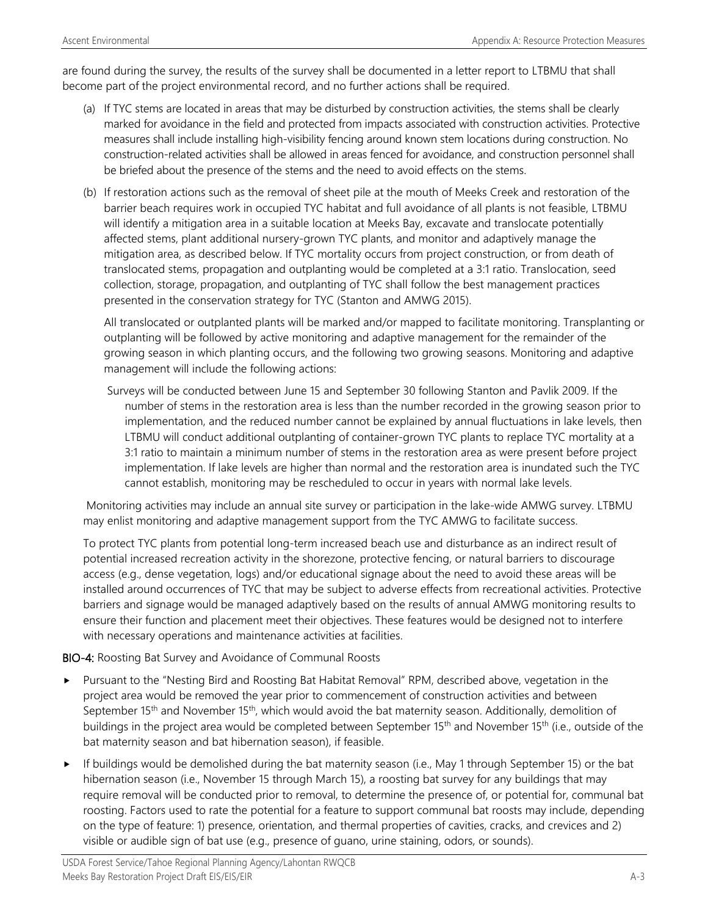are found during the survey, the results of the survey shall be documented in a letter report to LTBMU that shall become part of the project environmental record, and no further actions shall be required.

(a) If TYC stems are located in areas that may be disturbed by construction activities, the stems shall be clearly marked for avoidance in the field and protected from impacts associated with construction activities. Protective measures shall include installing high-visibility fencing around known stem locations during construction. No construction-related activities shall be allowed in areas fenced for avoidance, and construction personnel shall be briefed about the presence of the stems and the need to avoid effects on the stems.

(b) If restoration actions such as the removal of sheet pile at the mouth of Meeks Creek and restoration of the barrier beach requires work in occupied TYC habitat and full avoidance of all plants is not feasible, LTBMU will identify a mitigation area in a suitable location at Meeks Bay, excavate and translocate potentially affected stems, plant additional nursery-grown TYC plants, and monitor and adaptively manage the mitigation area, as described below. If TYC mortality occurs from project construction, or from death of translocated stems, propagation and outplanting would be completed at a 3:1 ratio. Translocation, seed collection, storage, propagation, and outplanting of TYC shall follow the best management practices presented in the conservation strategy for TYC (Stanton and AMWG 2015).

All translocated or outplanted plants will be marked and/or mapped to facilitate monitoring. Transplanting or outplanting will be followed by active monitoring and adaptive management for the remainder of the growing season in which planting occurs, and the following two growing seasons. Monitoring and adaptive management will include the following actions:

Surveys will be conducted between June 15 and September 30 following Stanton and Pavlik 2009. If the number of stems in the restoration area is less than the number recorded in the growing season prior to implementation, and the reduced number cannot be explained by annual fluctuations in lake levels, then LTBMU will conduct additional outplanting of container-grown TYC plants to replace TYC mortality at a 3:1 ratio to maintain a minimum number of stems in the restoration area as were present before project implementation. If lake levels are higher than normal and the restoration area is inundated such the TYC cannot establish, monitoring may be rescheduled to occur in years with normal lake levels.

Monitoring activities may include an annual site survey or participation in the lake-wide AMWG survey. LTBMU may enlist monitoring and adaptive management support from the TYC AMWG to facilitate success.

To protect TYC plants from potential long-term increased beach use and disturbance as an indirect result of potential increased recreation activity in the shorezone, protective fencing, or natural barriers to discourage access (e.g., dense vegetation, logs) and/or educational signage about the need to avoid these areas will be installed around occurrences of TYC that may be subject to adverse effects from recreational activities. Protective barriers and signage would be managed adaptively based on the results of annual AMWG monitoring results to ensure their function and placement meet their objectives. These features would be designed not to interfere with necessary operations and maintenance activities at facilities.

**BIO-4:** Roosting Bat Survey and Avoidance of Communal Roosts

- Pursuant to the "Nesting Bird and Roosting Bat Habitat Removal" RPM, described above, vegetation in the project area would be removed the year prior to commencement of construction activities and between September 15th and November 15th, which would avoid the bat maternity season. Additionally, demolition of buildings in the project area would be completed between September 15th and November 15th (i.e., outside of the bat maternity season and bat hibernation season), if feasible.
- If buildings would be demolished during the bat maternity season (i.e., May 1 through September 15) or the bat hibernation season (i.e., November 15 through March 15), a roosting bat survey for any buildings that may require removal will be conducted prior to removal, to determine the presence of, or potential for, communal bat roosting. Factors used to rate the potential for a feature to support communal bat roosts may include, depending on the type of feature: 1) presence, orientation, and thermal properties of cavities, cracks, and crevices and 2) visible or audible sign of bat use (e.g., presence of guano, urine staining, odors, or sounds).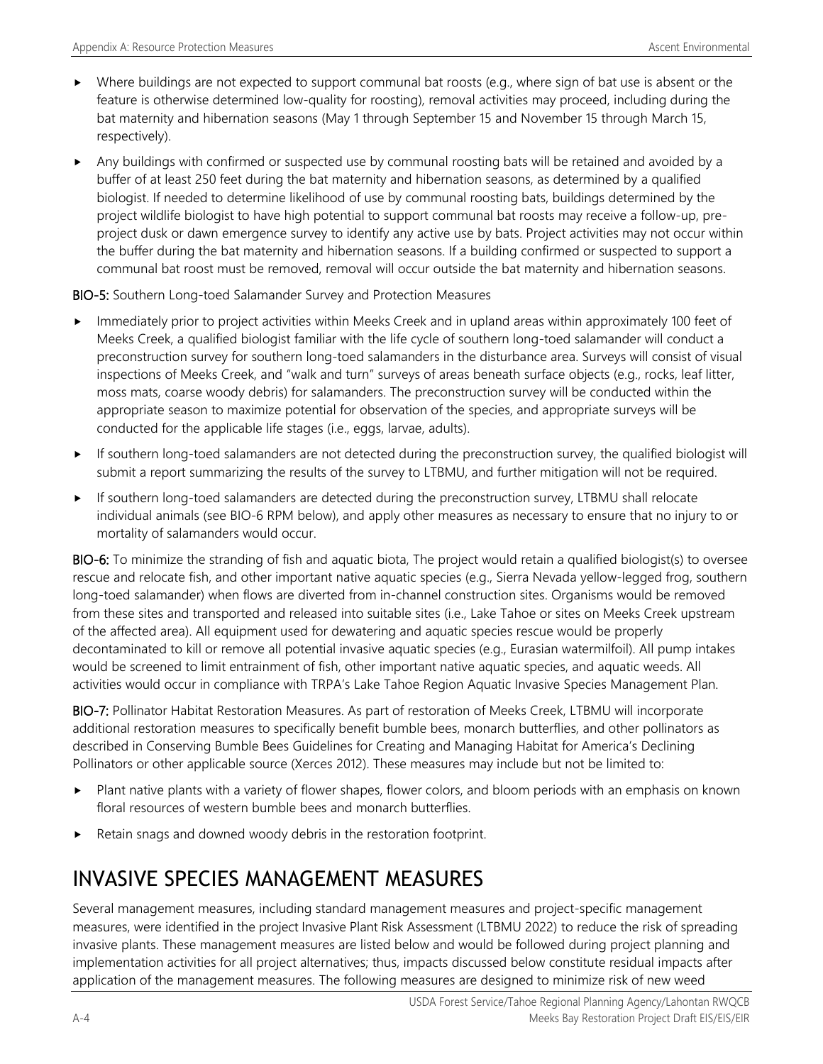- Where buildings are not expected to support communal bat roosts (e.g., where sign of bat use is absent or the feature is otherwise determined low-quality for roosting), removal activities may proceed, including during the bat maternity and hibernation seasons (May 1 through September 15 and November 15 through March 15, respectively).
- Any buildings with confirmed or suspected use by communal roosting bats will be retained and avoided by a buffer of at least 250 feet during the bat maternity and hibernation seasons, as determined by a qualified biologist. If needed to determine likelihood of use by communal roosting bats, buildings determined by the project wildlife biologist to have high potential to support communal bat roosts may receive a follow-up, pre-project dusk or dawn emergence survey to identify any active use by bats. Project activities may not occur within the buffer during the bat maternity and hibernation seasons. If a building confirmed or suspected to support a communal bat roost must be removed, removal will occur outside the bat maternity and hibernation seasons.

**BIO-5:** Southern Long-toed Salamander Survey and Protection Measures

- Immediately prior to project activities within Meeks Creek and in upland areas within approximately 100 feet of Meeks Creek, a qualified biologist familiar with the life cycle of southern long-toed salamander will conduct a preconstruction survey for southern long-toed salamanders in the disturbance area. Surveys will consist of visual inspections of Meeks Creek, and "walk and turn" surveys of areas beneath surface objects (e.g., rocks, leaf litter, moss mats, coarse woody debris) for salamanders. The preconstruction survey will be conducted within the appropriate season to maximize potential for observation of the species, and appropriate surveys will be conducted for the applicable life stages (i.e., eggs, larvae, adults).
- If southern long-toed salamanders are not detected during the preconstruction survey, the qualified biologist will submit a report summarizing the results of the survey to LTBMU, and further mitigation will not be required.
- If southern long-toed salamanders are detected during the preconstruction survey, LTBMU shall relocate individual animals (see BIO-6 RPM below), and apply other measures as necessary to ensure that no injury to or mortality of salamanders would occur.

**BIO-6:** To minimize the stranding of fish and aquatic biota, The project would retain a qualified biologist(s) to oversee rescue and relocate fish, and other important native aquatic species (e.g., Sierra Nevada yellow-legged frog, southern long-toed salamander) when flows are diverted from in-channel construction sites. Organisms would be removed from these sites and transported and released into suitable sites (i.e., Lake Tahoe or sites on Meeks Creek upstream of the affected area). All equipment used for dewatering and aquatic species rescue would be properly decontaminated to kill or remove all potential invasive aquatic species (e.g., Eurasian watermilfoil). All pump intakes would be screened to limit entrainment of fish, other important native aquatic species, and aquatic weeds. All activities would occur in compliance with TRPA's Lake Tahoe Region Aquatic Invasive Species Management Plan.

**BIO-7:** Pollinator Habitat Restoration Measures. As part of restoration of Meeks Creek, LTBMU will incorporate additional restoration measures to specifically benefit bumble bees, monarch butterflies, and other pollinators as described in Conserving Bumble Bees Guidelines for Creating and Managing Habitat for America's Declining Pollinators or other applicable source (Xerces 2012). These measures may include but not be limited to:

- Plant native plants with a variety of flower shapes, flower colors, and bloom periods with an emphasis on known floral resources of western bumble bees and monarch butterflies.
- Retain snags and downed woody debris in the restoration footprint.

# INVASIVE SPECIES MANAGEMENT MEASURES

Several management measures, including standard management measures and project-specific management measures, were identified in the project Invasive Plant Risk Assessment (LTBMU 2022) to reduce the risk of spreading invasive plants. These management measures are listed below and would be followed during project planning and implementation activities for all project alternatives; thus, impacts discussed below constitute residual impacts after application of the management measures. The following measures are designed to minimize risk of new weed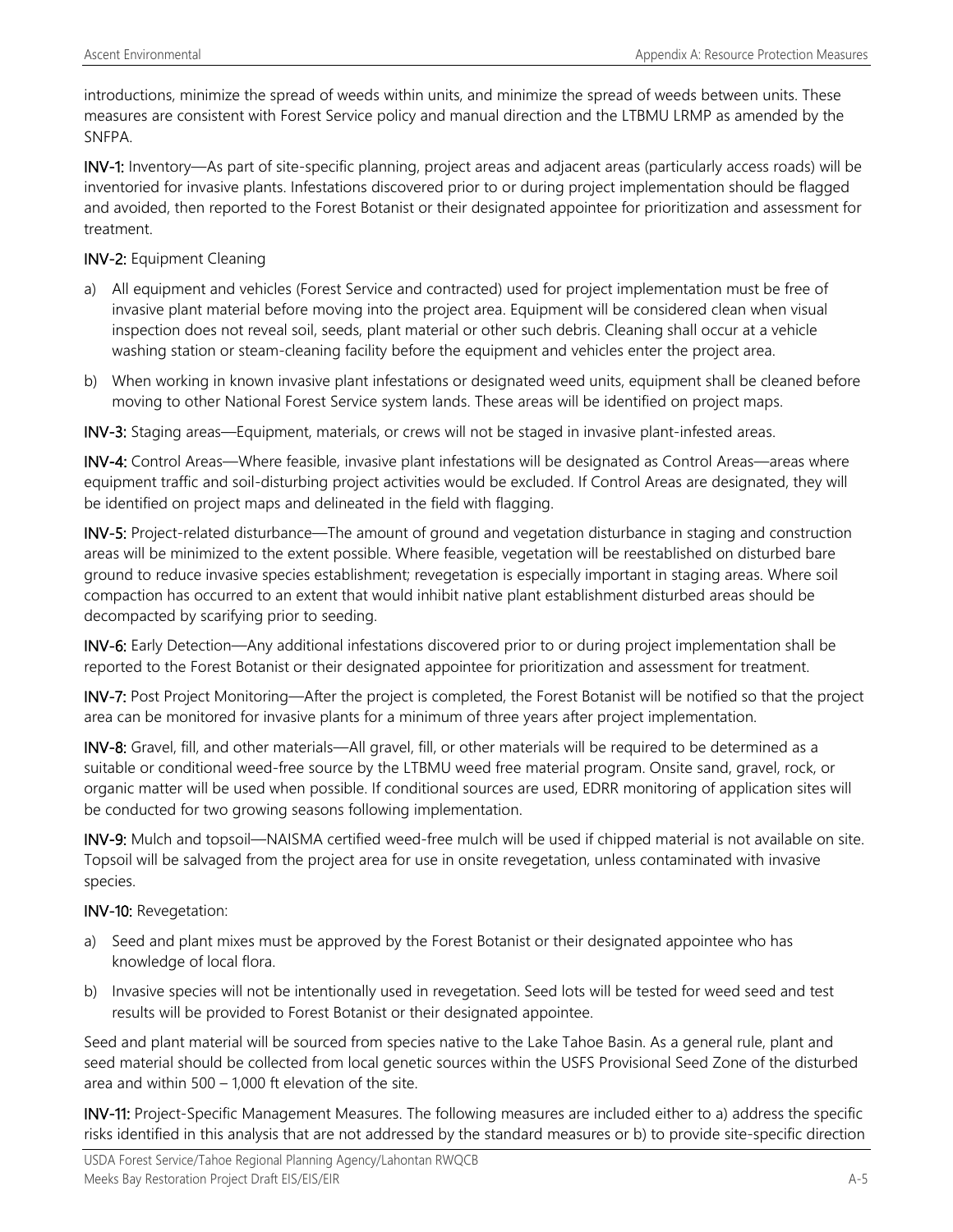introductions, minimize the spread of weeds within units, and minimize the spread of weeds between units. These measures are consistent with Forest Service policy and manual direction and the LTBMU LRMP as amended by the SNFPA.

**INV-1:** Inventory—As part of site-specific planning, project areas and adjacent areas (particularly access roads) will be inventoried for invasive plants. Infestations discovered prior to or during project implementation should be flagged and avoided, then reported to the Forest Botanist or their designated appointee for prioritization and assessment for treatment.

**INV-2:** Equipment Cleaning

a) All equipment and vehicles (Forest Service and contracted) used for project implementation must be free of invasive plant material before moving into the project area. Equipment will be considered clean when visual inspection does not reveal soil, seeds, plant material or other such debris. Cleaning shall occur at a vehicle washing station or steam-cleaning facility before the equipment and vehicles enter the project area.

b) When working in known invasive plant infestations or designated weed units, equipment shall be cleaned before moving to other National Forest Service system lands. These areas will be identified on project maps.

**INV-3:** Staging areas—Equipment, materials, or crews will not be staged in invasive plant-infested areas.

**INV-4:** Control Areas—Where feasible, invasive plant infestations will be designated as Control Areas—areas where equipment traffic and soil-disturbing project activities would be excluded. If Control Areas are designated, they will be identified on project maps and delineated in the field with flagging.

**INV-5:** Project-related disturbance—The amount of ground and vegetation disturbance in staging and construction areas will be minimized to the extent possible. Where feasible, vegetation will be reestablished on disturbed bare ground to reduce invasive species establishment; revegetation is especially important in staging areas. Where soil compaction has occurred to an extent that would inhibit native plant establishment disturbed areas should be decompacted by scarifying prior to seeding.

**INV-6:** Early Detection—Any additional infestations discovered prior to or during project implementation shall be reported to the Forest Botanist or their designated appointee for prioritization and assessment for treatment.

**INV-7:** Post Project Monitoring—After the project is completed, the Forest Botanist will be notified so that the project area can be monitored for invasive plants for a minimum of three years after project implementation.

**INV-8:** Gravel, fill, and other materials—All gravel, fill, or other materials will be required to be determined as a suitable or conditional weed-free source by the LTBMU weed free material program. Onsite sand, gravel, rock, or organic matter will be used when possible. If conditional sources are used, EDRR monitoring of application sites will be conducted for two growing seasons following implementation.

**INV-9:** Mulch and topsoil—NAISMA certified weed-free mulch will be used if chipped material is not available on site. Topsoil will be salvaged from the project area for use in onsite revegetation, unless contaminated with invasive species.

**INV-10:** Revegetation:

a) Seed and plant mixes must be approved by the Forest Botanist or their designated appointee who has knowledge of local flora.

b) Invasive species will not be intentionally used in revegetation. Seed lots will be tested for weed seed and test results will be provided to Forest Botanist or their designated appointee.

Seed and plant material will be sourced from species native to the Lake Tahoe Basin. As a general rule, plant and seed material should be collected from local genetic sources within the USFS Provisional Seed Zone of the disturbed area and within 500 – 1,000 ft elevation of the site.

**INV-11:** Project-Specific Management Measures. The following measures are included either to a) address the specific risks identified in this analysis that are not addressed by the standard measures or b) to provide site-specific direction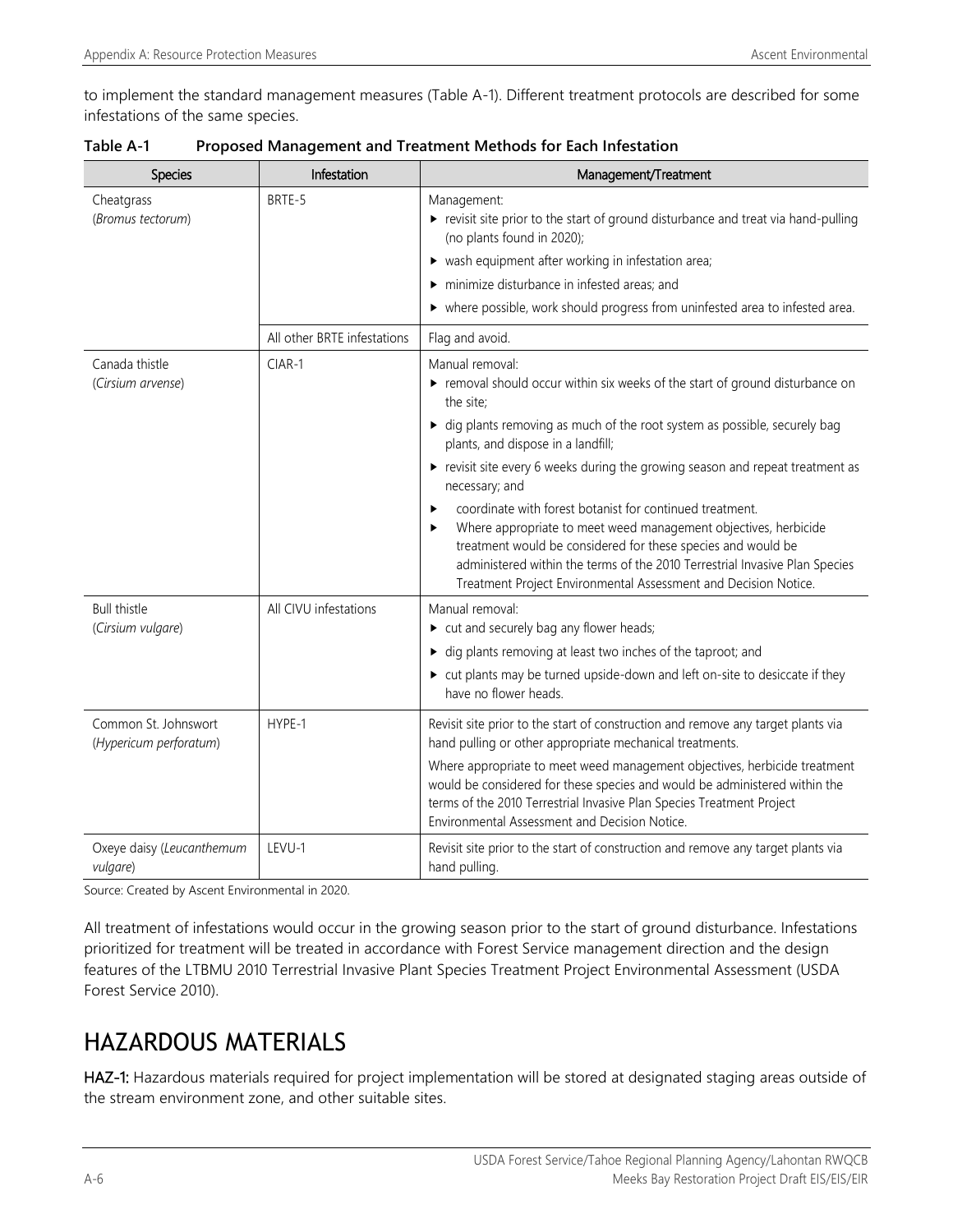to implement the standard management measures (Table A-1). Different treatment protocols are described for some infestations of the same species.

**Table A-1 Proposed Management and Treatment Methods for Each Infestation**

| Species | Infestation | Management/Treatment |
|---|---|---|
| Cheatgrass (*Bromus tectorum*) | BRTE-5 | Management:<br>▸ revisit site prior to the start of ground disturbance and treat via hand-pulling (no plants found in 2020);<br>▸ wash equipment after working in infestation area;<br>▸ minimize disturbance in infested areas; and<br>▸ where possible, work should progress from uninfested area to infested area. |
| | All other BRTE infestations | Flag and avoid. |
| Canada thistle (*Cirsium arvense*) | CIAR-1 | Manual removal:<br>▸ removal should occur within six weeks of the start of ground disturbance on the site;<br>▸ dig plants removing as much of the root system as possible, securely bag plants, and dispose in a landfill;<br>▸ revisit site every 6 weeks during the growing season and repeat treatment as necessary; and<br>▸ coordinate with forest botanist for continued treatment.<br>▸ Where appropriate to meet weed management objectives, herbicide treatment would be considered for these species and would be administered within the terms of the 2010 Terrestrial Invasive Plan Species Treatment Project Environmental Assessment and Decision Notice. |
| Bull thistle (*Cirsium vulgare*) | All CIVU infestations | Manual removal:<br>▸ cut and securely bag any flower heads;<br>▸ dig plants removing at least two inches of the taproot; and<br>▸ cut plants may be turned upside-down and left on-site to desiccate if they have no flower heads. |
| Common St. Johnswort (*Hypericum perforatum*) | HYPE-1 | Revisit site prior to the start of construction and remove any target plants via hand pulling or other appropriate mechanical treatments.<br>Where appropriate to meet weed management objectives, herbicide treatment would be considered for these species and would be administered within the terms of the 2010 Terrestrial Invasive Plan Species Treatment Project Environmental Assessment and Decision Notice. |
| Oxeye daisy (*Leucanthemum vulgare*) | LEVU-1 | Revisit site prior to the start of construction and remove any target plants via hand pulling. |

Source: Created by Ascent Environmental in 2020.

All treatment of infestations would occur in the growing season prior to the start of ground disturbance. Infestations prioritized for treatment will be treated in accordance with Forest Service management direction and the design features of the LTBMU 2010 Terrestrial Invasive Plant Species Treatment Project Environmental Assessment (USDA Forest Service 2010).

# HAZARDOUS MATERIALS

**HAZ-1:** Hazardous materials required for project implementation will be stored at designated staging areas outside of the stream environment zone, and other suitable sites.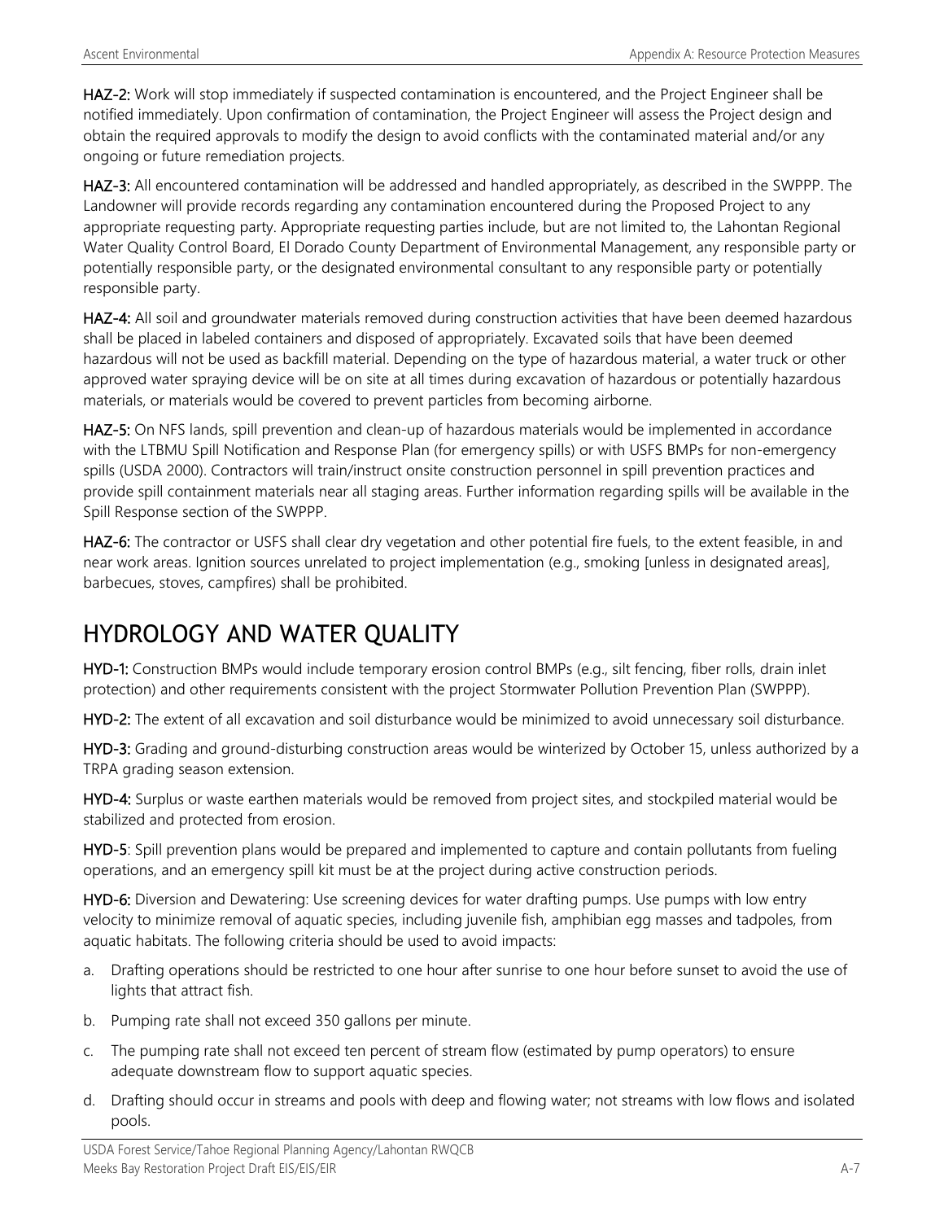**HAZ-2:** Work will stop immediately if suspected contamination is encountered, and the Project Engineer shall be notified immediately. Upon confirmation of contamination, the Project Engineer will assess the Project design and obtain the required approvals to modify the design to avoid conflicts with the contaminated material and/or any ongoing or future remediation projects.

**HAZ-3:** All encountered contamination will be addressed and handled appropriately, as described in the SWPPP. The Landowner will provide records regarding any contamination encountered during the Proposed Project to any appropriate requesting party. Appropriate requesting parties include, but are not limited to, the Lahontan Regional Water Quality Control Board, El Dorado County Department of Environmental Management, any responsible party or potentially responsible party, or the designated environmental consultant to any responsible party or potentially responsible party.

**HAZ-4:** All soil and groundwater materials removed during construction activities that have been deemed hazardous shall be placed in labeled containers and disposed of appropriately. Excavated soils that have been deemed hazardous will not be used as backfill material. Depending on the type of hazardous material, a water truck or other approved water spraying device will be on site at all times during excavation of hazardous or potentially hazardous materials, or materials would be covered to prevent particles from becoming airborne.

**HAZ-5:** On NFS lands, spill prevention and clean-up of hazardous materials would be implemented in accordance with the LTBMU Spill Notification and Response Plan (for emergency spills) or with USFS BMPs for non-emergency spills (USDA 2000). Contractors will train/instruct onsite construction personnel in spill prevention practices and provide spill containment materials near all staging areas. Further information regarding spills will be available in the Spill Response section of the SWPPP.

**HAZ-6:** The contractor or USFS shall clear dry vegetation and other potential fire fuels, to the extent feasible, in and near work areas. Ignition sources unrelated to project implementation (e.g., smoking [unless in designated areas], barbecues, stoves, campfires) shall be prohibited.

# HYDROLOGY AND WATER QUALITY

**HYD-1:** Construction BMPs would include temporary erosion control BMPs (e.g., silt fencing, fiber rolls, drain inlet protection) and other requirements consistent with the project Stormwater Pollution Prevention Plan (SWPPP).

**HYD-2:** The extent of all excavation and soil disturbance would be minimized to avoid unnecessary soil disturbance.

**HYD-3:** Grading and ground-disturbing construction areas would be winterized by October 15, unless authorized by a TRPA grading season extension.

**HYD-4:** Surplus or waste earthen materials would be removed from project sites, and stockpiled material would be stabilized and protected from erosion.

**HYD-5**: Spill prevention plans would be prepared and implemented to capture and contain pollutants from fueling operations, and an emergency spill kit must be at the project during active construction periods.

**HYD-6:** Diversion and Dewatering: Use screening devices for water drafting pumps. Use pumps with low entry velocity to minimize removal of aquatic species, including juvenile fish, amphibian egg masses and tadpoles, from aquatic habitats. The following criteria should be used to avoid impacts:

a. Drafting operations should be restricted to one hour after sunrise to one hour before sunset to avoid the use of lights that attract fish.
b. Pumping rate shall not exceed 350 gallons per minute.
c. The pumping rate shall not exceed ten percent of stream flow (estimated by pump operators) to ensure adequate downstream flow to support aquatic species.
d. Drafting should occur in streams and pools with deep and flowing water; not streams with low flows and isolated pools.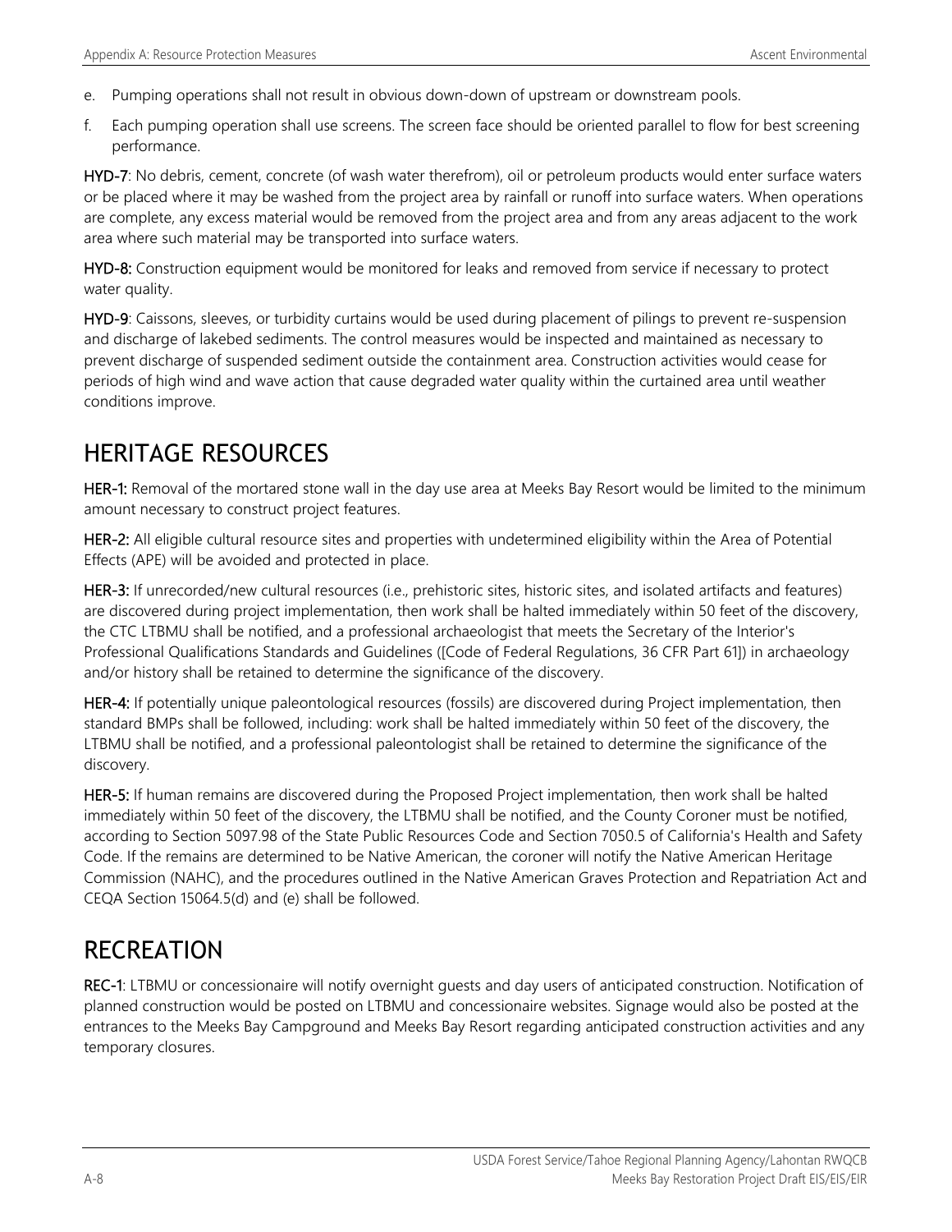e. Pumping operations shall not result in obvious down-down of upstream or downstream pools.

f. Each pumping operation shall use screens. The screen face should be oriented parallel to flow for best screening performance.

**HYD-7**: No debris, cement, concrete (of wash water therefrom), oil or petroleum products would enter surface waters or be placed where it may be washed from the project area by rainfall or runoff into surface waters. When operations are complete, any excess material would be removed from the project area and from any areas adjacent to the work area where such material may be transported into surface waters.

**HYD-8:** Construction equipment would be monitored for leaks and removed from service if necessary to protect water quality.

**HYD-9**: Caissons, sleeves, or turbidity curtains would be used during placement of pilings to prevent re-suspension and discharge of lakebed sediments. The control measures would be inspected and maintained as necessary to prevent discharge of suspended sediment outside the containment area. Construction activities would cease for periods of high wind and wave action that cause degraded water quality within the curtained area until weather conditions improve.

# HERITAGE RESOURCES

**HER-1:** Removal of the mortared stone wall in the day use area at Meeks Bay Resort would be limited to the minimum amount necessary to construct project features.

**HER-2:** All eligible cultural resource sites and properties with undetermined eligibility within the Area of Potential Effects (APE) will be avoided and protected in place.

**HER-3:** If unrecorded/new cultural resources (i.e., prehistoric sites, historic sites, and isolated artifacts and features) are discovered during project implementation, then work shall be halted immediately within 50 feet of the discovery, the CTC LTBMU shall be notified, and a professional archaeologist that meets the Secretary of the Interior's Professional Qualifications Standards and Guidelines ([Code of Federal Regulations, 36 CFR Part 61]) in archaeology and/or history shall be retained to determine the significance of the discovery.

**HER-4:** If potentially unique paleontological resources (fossils) are discovered during Project implementation, then standard BMPs shall be followed, including: work shall be halted immediately within 50 feet of the discovery, the LTBMU shall be notified, and a professional paleontologist shall be retained to determine the significance of the discovery.

**HER-5:** If human remains are discovered during the Proposed Project implementation, then work shall be halted immediately within 50 feet of the discovery, the LTBMU shall be notified, and the County Coroner must be notified, according to Section 5097.98 of the State Public Resources Code and Section 7050.5 of California's Health and Safety Code. If the remains are determined to be Native American, the coroner will notify the Native American Heritage Commission (NAHC), and the procedures outlined in the Native American Graves Protection and Repatriation Act and CEQA Section 15064.5(d) and (e) shall be followed.

# RECREATION

**REC-1**: LTBMU or concessionaire will notify overnight guests and day users of anticipated construction. Notification of planned construction would be posted on LTBMU and concessionaire websites. Signage would also be posted at the entrances to the Meeks Bay Campground and Meeks Bay Resort regarding anticipated construction activities and any temporary closures.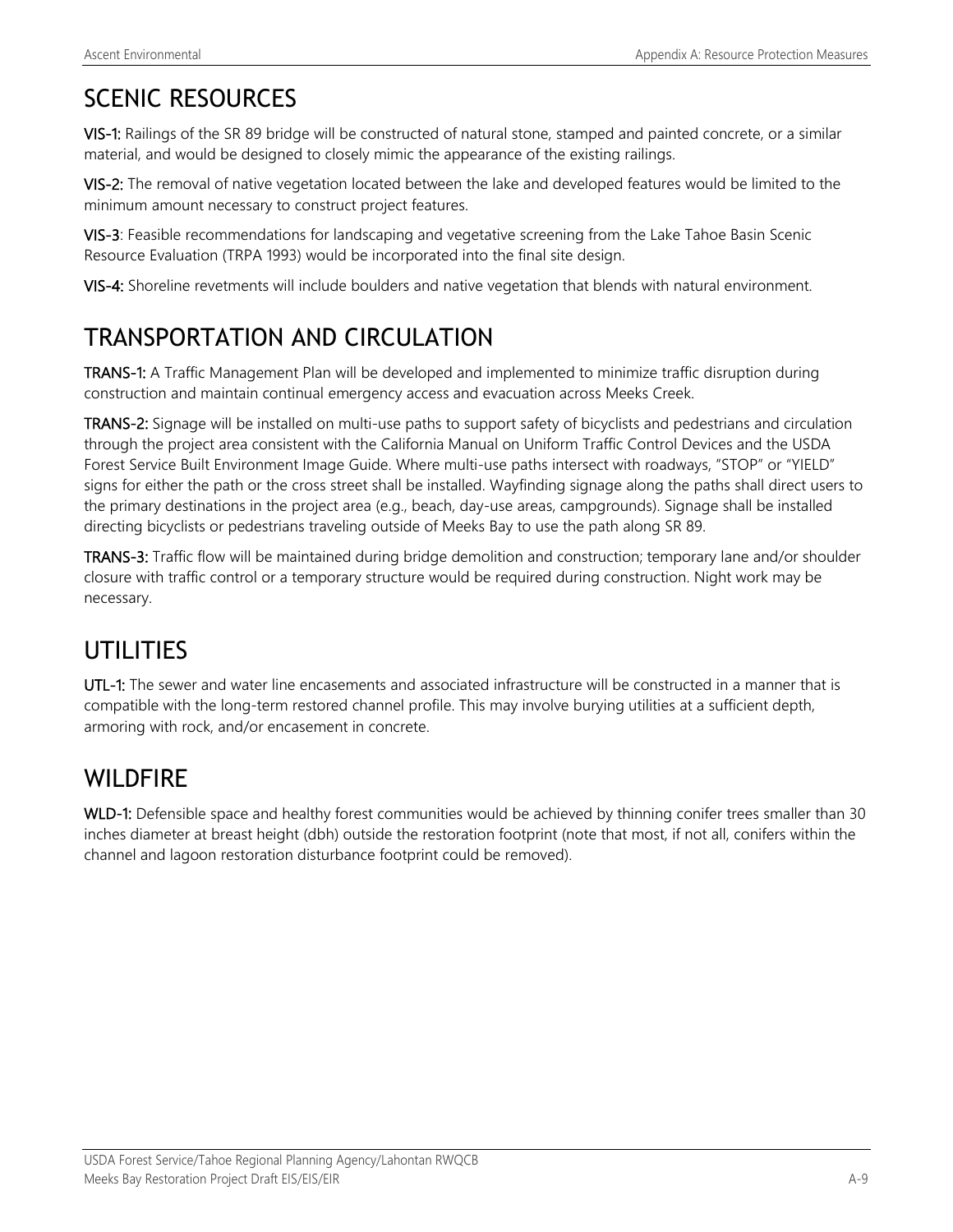## SCENIC RESOURCES

**VIS-1:** Railings of the SR 89 bridge will be constructed of natural stone, stamped and painted concrete, or a similar material, and would be designed to closely mimic the appearance of the existing railings.

**VIS-2:** The removal of native vegetation located between the lake and developed features would be limited to the minimum amount necessary to construct project features.

**VIS-3**: Feasible recommendations for landscaping and vegetative screening from the Lake Tahoe Basin Scenic Resource Evaluation (TRPA 1993) would be incorporated into the final site design.

**VIS-4:** Shoreline revetments will include boulders and native vegetation that blends with natural environment.

## TRANSPORTATION AND CIRCULATION

**TRANS-1:** A Traffic Management Plan will be developed and implemented to minimize traffic disruption during construction and maintain continual emergency access and evacuation across Meeks Creek.

**TRANS-2:** Signage will be installed on multi-use paths to support safety of bicyclists and pedestrians and circulation through the project area consistent with the California Manual on Uniform Traffic Control Devices and the USDA Forest Service Built Environment Image Guide. Where multi-use paths intersect with roadways, "STOP" or "YIELD" signs for either the path or the cross street shall be installed. Wayfinding signage along the paths shall direct users to the primary destinations in the project area (e.g., beach, day-use areas, campgrounds). Signage shall be installed directing bicyclists or pedestrians traveling outside of Meeks Bay to use the path along SR 89.

**TRANS-3:** Traffic flow will be maintained during bridge demolition and construction; temporary lane and/or shoulder closure with traffic control or a temporary structure would be required during construction. Night work may be necessary.

## UTILITIES

**UTL-1:** The sewer and water line encasements and associated infrastructure will be constructed in a manner that is compatible with the long-term restored channel profile. This may involve burying utilities at a sufficient depth, armoring with rock, and/or encasement in concrete.

## WILDFIRE

**WLD-1:** Defensible space and healthy forest communities would be achieved by thinning conifer trees smaller than 30 inches diameter at breast height (dbh) outside the restoration footprint (note that most, if not all, conifers within the channel and lagoon restoration disturbance footprint could be removed).